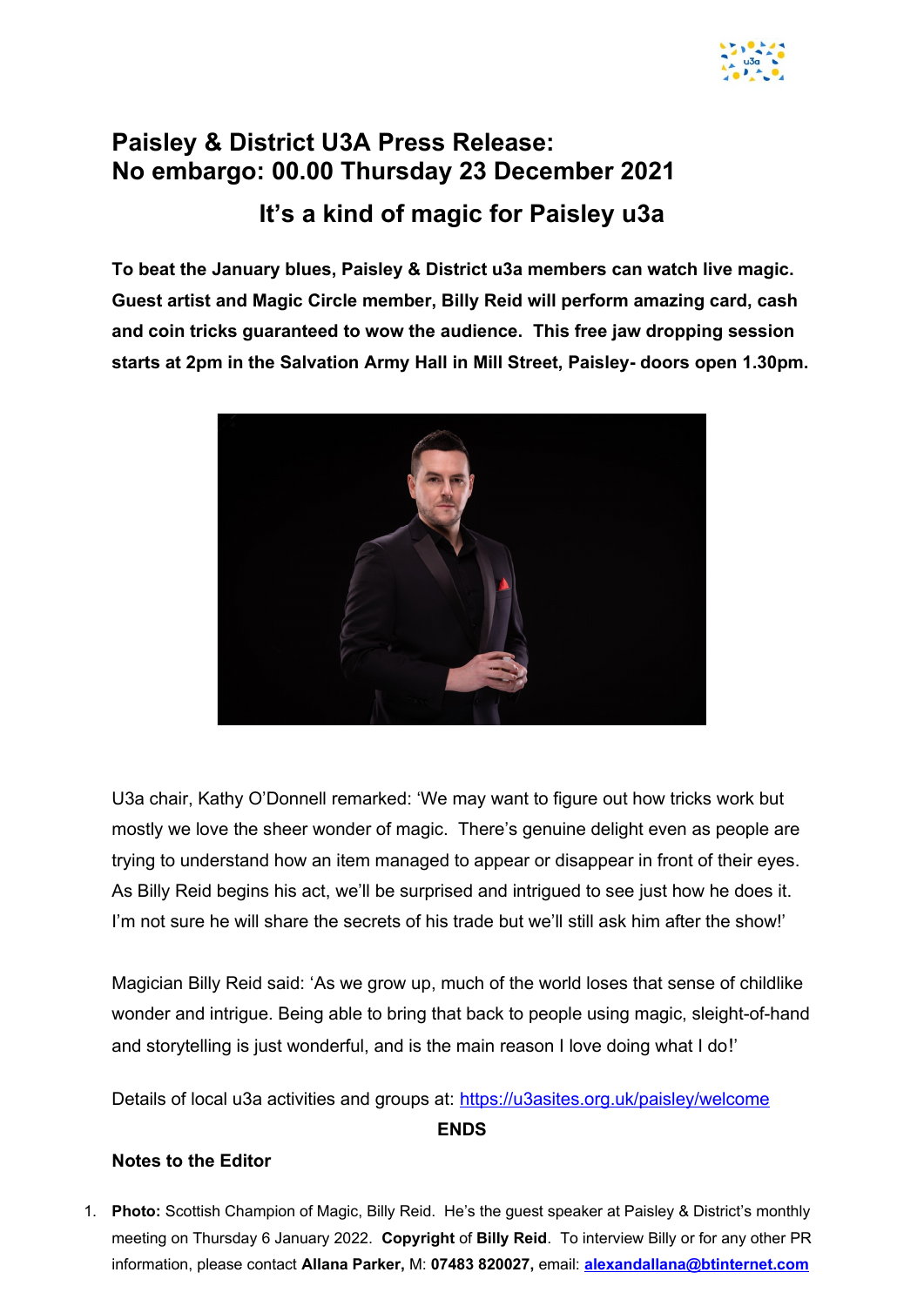# Paisley & District U3A Press Release:
# No embargo: 00.00 Thursday 23 December 2021

## It's a kind of magic for Paisley u3a

**To beat the January blues, Paisley & District u3a members can watch live magic. Guest artist and Magic Circle member, Billy Reid will perform amazing card, cash and coin tricks guaranteed to wow the audience. This free jaw dropping session starts at 2pm in the Salvation Army Hall in Mill Street, Paisley- doors open 1.30pm.**

U3a chair, Kathy O'Donnell remarked: 'We may want to figure out how tricks work but mostly we love the sheer wonder of magic. There's genuine delight even as people are trying to understand how an item managed to appear or disappear in front of their eyes. As Billy Reid begins his act, we'll be surprised and intrigued to see just how he does it. I'm not sure he will share the secrets of his trade but we'll still ask him after the show!'

Magician Billy Reid said: 'As we grow up, much of the world loses that sense of childlike wonder and intrigue. Being able to bring that back to people using magic, sleight-of-hand and storytelling is just wonderful, and is the main reason I love doing what I do!'

Details of local u3a activities and groups at: https://u3asites.org.uk/paisley/welcome

**ENDS**

**Notes to the Editor**

1. **Photo:** Scottish Champion of Magic, Billy Reid. He's the guest speaker at Paisley & District's monthly meeting on Thursday 6 January 2022. **Copyright** of **Billy Reid**. To interview Billy or for any other PR information, please contact **Allana Parker,** M: **07483 820027,** email: **alexandallana@btinternet.com**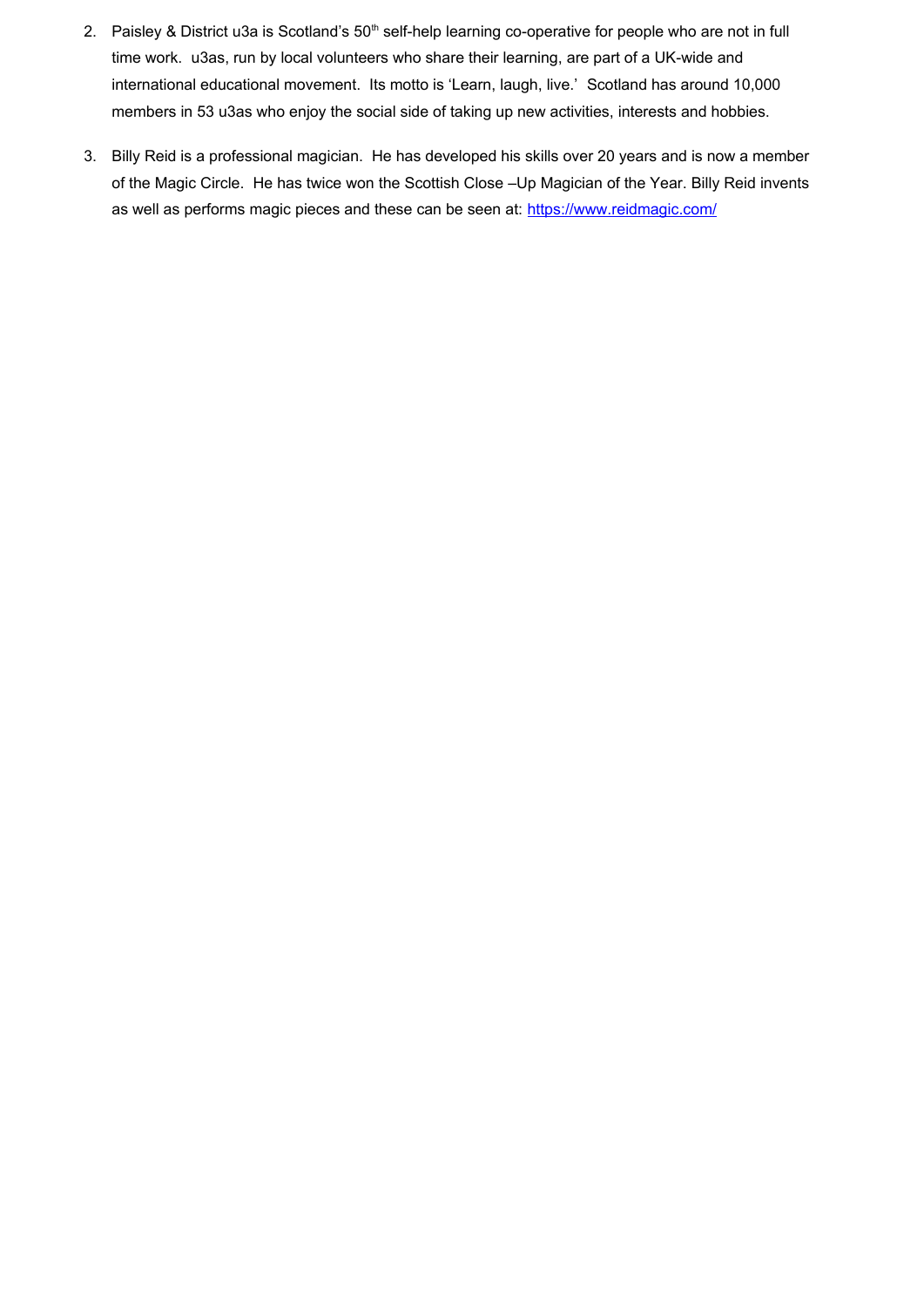2. Paisley & District u3a is Scotland's 50th self-help learning co-operative for people who are not in full time work. u3as, run by local volunteers who share their learning, are part of a UK-wide and international educational movement. Its motto is 'Learn, laugh, live.' Scotland has around 10,000 members in 53 u3as who enjoy the social side of taking up new activities, interests and hobbies.

3. Billy Reid is a professional magician. He has developed his skills over 20 years and is now a member of the Magic Circle. He has twice won the Scottish Close –Up Magician of the Year. Billy Reid invents as well as performs magic pieces and these can be seen at: [https://www.reidmagic.com/](https://www.reidmagic.com/)